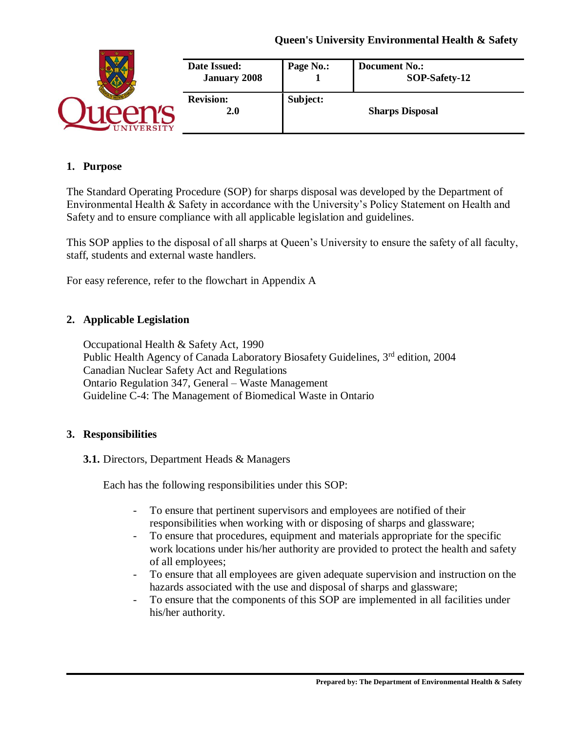**Queen's University Environmental Health & Safety**

| Date Issued: January 2008 | Page No.: 1 | Document No.: SOP-Safety-12 |
|---|---|---|
| **Revision:** 2.0 | **Subject:** | **Sharps Disposal** |

## 1. Purpose

The Standard Operating Procedure (SOP) for sharps disposal was developed by the Department of Environmental Health & Safety in accordance with the University's Policy Statement on Health and Safety and to ensure compliance with all applicable legislation and guidelines.

This SOP applies to the disposal of all sharps at Queen's University to ensure the safety of all faculty, staff, students and external waste handlers.

For easy reference, refer to the flowchart in Appendix A

## 2. Applicable Legislation

Occupational Health & Safety Act, 1990
Public Health Agency of Canada Laboratory Biosafety Guidelines, 3rd edition, 2004
Canadian Nuclear Safety Act and Regulations
Ontario Regulation 347, General – Waste Management
Guideline C-4: The Management of Biomedical Waste in Ontario

## 3. Responsibilities

**3.1.** Directors, Department Heads & Managers

Each has the following responsibilities under this SOP:

- To ensure that pertinent supervisors and employees are notified of their responsibilities when working with or disposing of sharps and glassware;
- To ensure that procedures, equipment and materials appropriate for the specific work locations under his/her authority are provided to protect the health and safety of all employees;
- To ensure that all employees are given adequate supervision and instruction on the hazards associated with the use and disposal of sharps and glassware;
- To ensure that the components of this SOP are implemented in all facilities under his/her authority.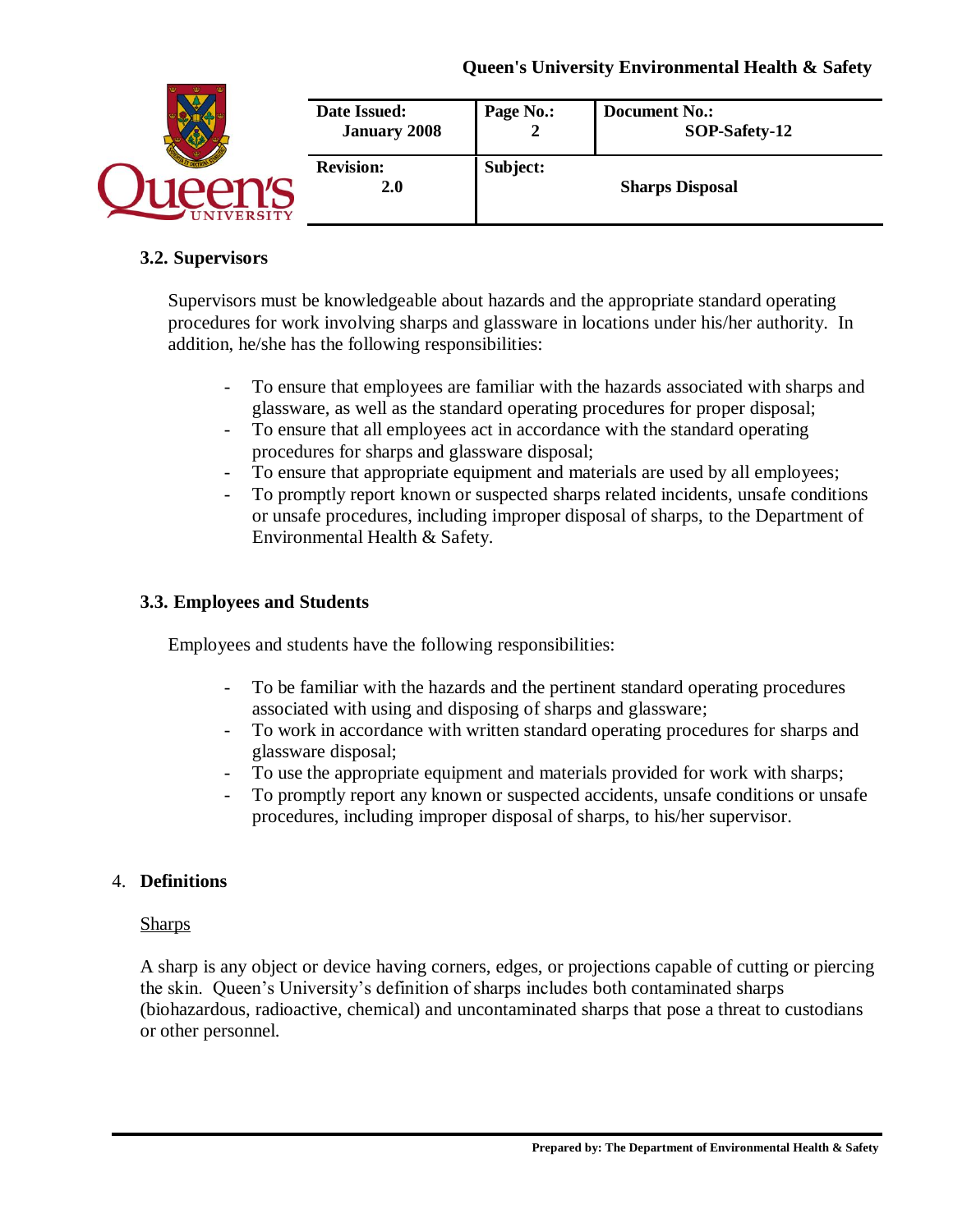### 3.2. Supervisors

Supervisors must be knowledgeable about hazards and the appropriate standard operating procedures for work involving sharps and glassware in locations under his/her authority. In addition, he/she has the following responsibilities:

- To ensure that employees are familiar with the hazards associated with sharps and glassware, as well as the standard operating procedures for proper disposal;
- To ensure that all employees act in accordance with the standard operating procedures for sharps and glassware disposal;
- To ensure that appropriate equipment and materials are used by all employees;
- To promptly report known or suspected sharps related incidents, unsafe conditions or unsafe procedures, including improper disposal of sharps, to the Department of Environmental Health & Safety.

### 3.3. Employees and Students

Employees and students have the following responsibilities:

- To be familiar with the hazards and the pertinent standard operating procedures associated with using and disposing of sharps and glassware;
- To work in accordance with written standard operating procedures for sharps and glassware disposal;
- To use the appropriate equipment and materials provided for work with sharps;
- To promptly report any known or suspected accidents, unsafe conditions or unsafe procedures, including improper disposal of sharps, to his/her supervisor.

## 4. Definitions

Sharps

A sharp is any object or device having corners, edges, or projections capable of cutting or piercing the skin. Queen's University's definition of sharps includes both contaminated sharps (biohazardous, radioactive, chemical) and uncontaminated sharps that pose a threat to custodians or other personnel.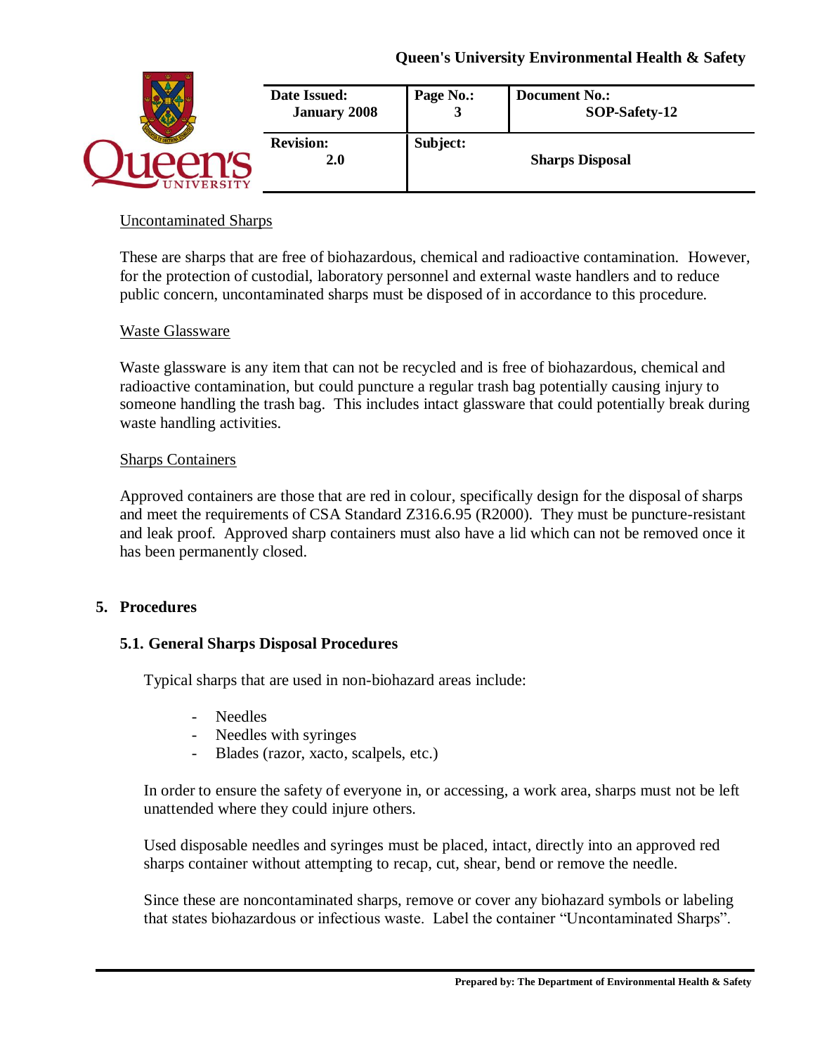Uncontaminated Sharps

These are sharps that are free of biohazardous, chemical and radioactive contamination. However, for the protection of custodial, laboratory personnel and external waste handlers and to reduce public concern, uncontaminated sharps must be disposed of in accordance to this procedure.

Waste Glassware

Waste glassware is any item that can not be recycled and is free of biohazardous, chemical and radioactive contamination, but could puncture a regular trash bag potentially causing injury to someone handling the trash bag. This includes intact glassware that could potentially break during waste handling activities.

Sharps Containers

Approved containers are those that are red in colour, specifically design for the disposal of sharps and meet the requirements of CSA Standard Z316.6.95 (R2000). They must be puncture-resistant and leak proof. Approved sharp containers must also have a lid which can not be removed once it has been permanently closed.

## 5. Procedures

### 5.1. General Sharps Disposal Procedures

Typical sharps that are used in non-biohazard areas include:

- Needles
- Needles with syringes
- Blades (razor, xacto, scalpels, etc.)

In order to ensure the safety of everyone in, or accessing, a work area, sharps must not be left unattended where they could injure others.

Used disposable needles and syringes must be placed, intact, directly into an approved red sharps container without attempting to recap, cut, shear, bend or remove the needle.

Since these are noncontaminated sharps, remove or cover any biohazard symbols or labeling that states biohazardous or infectious waste. Label the container "Uncontaminated Sharps".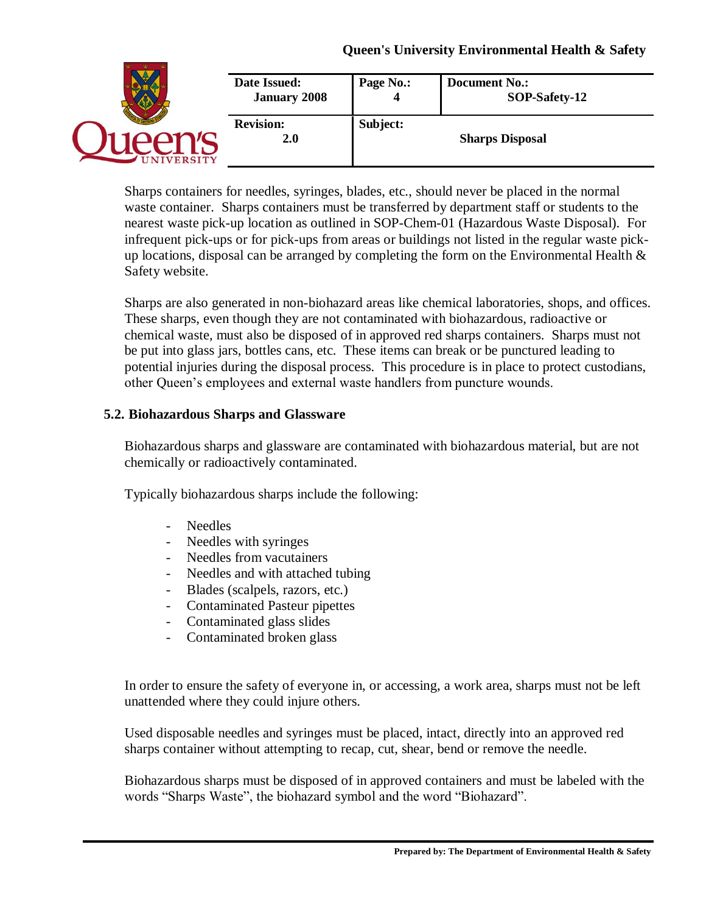Sharps containers for needles, syringes, blades, etc., should never be placed in the normal waste container. Sharps containers must be transferred by department staff or students to the nearest waste pick-up location as outlined in SOP-Chem-01 (Hazardous Waste Disposal). For infrequent pick-ups or for pick-ups from areas or buildings not listed in the regular waste pick-up locations, disposal can be arranged by completing the form on the Environmental Health & Safety website.

Sharps are also generated in non-biohazard areas like chemical laboratories, shops, and offices. These sharps, even though they are not contaminated with biohazardous, radioactive or chemical waste, must also be disposed of in approved red sharps containers. Sharps must not be put into glass jars, bottles cans, etc. These items can break or be punctured leading to potential injuries during the disposal process. This procedure is in place to protect custodians, other Queen's employees and external waste handlers from puncture wounds.

### 5.2. Biohazardous Sharps and Glassware

Biohazardous sharps and glassware are contaminated with biohazardous material, but are not chemically or radioactively contaminated.

Typically biohazardous sharps include the following:

- Needles
- Needles with syringes
- Needles from vacutainers
- Needles and with attached tubing
- Blades (scalpels, razors, etc.)
- Contaminated Pasteur pipettes
- Contaminated glass slides
- Contaminated broken glass

In order to ensure the safety of everyone in, or accessing, a work area, sharps must not be left unattended where they could injure others.

Used disposable needles and syringes must be placed, intact, directly into an approved red sharps container without attempting to recap, cut, shear, bend or remove the needle.

Biohazardous sharps must be disposed of in approved containers and must be labeled with the words "Sharps Waste", the biohazard symbol and the word "Biohazard".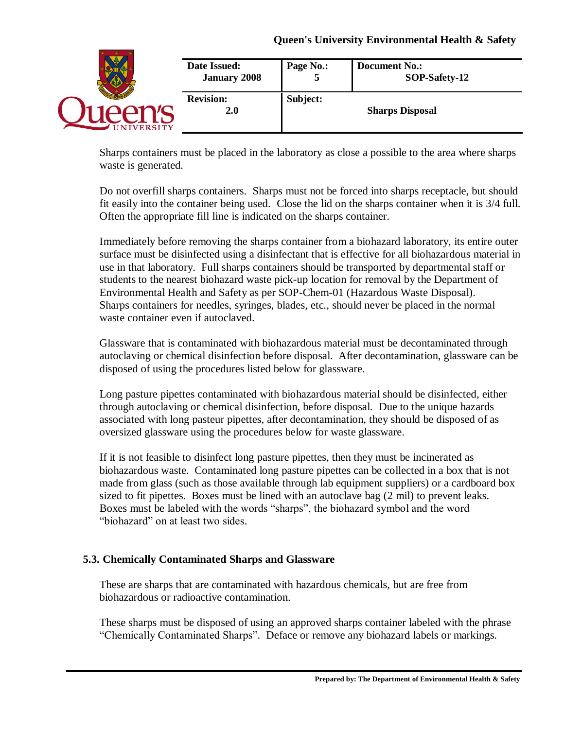Sharps containers must be placed in the laboratory as close a possible to the area where sharps waste is generated.

Do not overfill sharps containers. Sharps must not be forced into sharps receptacle, but should fit easily into the container being used. Close the lid on the sharps container when it is 3/4 full. Often the appropriate fill line is indicated on the sharps container.

Immediately before removing the sharps container from a biohazard laboratory, its entire outer surface must be disinfected using a disinfectant that is effective for all biohazardous material in use in that laboratory. Full sharps containers should be transported by departmental staff or students to the nearest biohazard waste pick-up location for removal by the Department of Environmental Health and Safety as per SOP-Chem-01 (Hazardous Waste Disposal). Sharps containers for needles, syringes, blades, etc., should never be placed in the normal waste container even if autoclaved.

Glassware that is contaminated with biohazardous material must be decontaminated through autoclaving or chemical disinfection before disposal. After decontamination, glassware can be disposed of using the procedures listed below for glassware.

Long pasture pipettes contaminated with biohazardous material should be disinfected, either through autoclaving or chemical disinfection, before disposal. Due to the unique hazards associated with long pasteur pipettes, after decontamination, they should be disposed of as oversized glassware using the procedures below for waste glassware.

If it is not feasible to disinfect long pasture pipettes, then they must be incinerated as biohazardous waste. Contaminated long pasture pipettes can be collected in a box that is not made from glass (such as those available through lab equipment suppliers) or a cardboard box sized to fit pipettes. Boxes must be lined with an autoclave bag (2 mil) to prevent leaks. Boxes must be labeled with the words "sharps", the biohazard symbol and the word "biohazard" on at least two sides.

### 5.3. Chemically Contaminated Sharps and Glassware

These are sharps that are contaminated with hazardous chemicals, but are free from biohazardous or radioactive contamination.

These sharps must be disposed of using an approved sharps container labeled with the phrase "Chemically Contaminated Sharps". Deface or remove any biohazard labels or markings.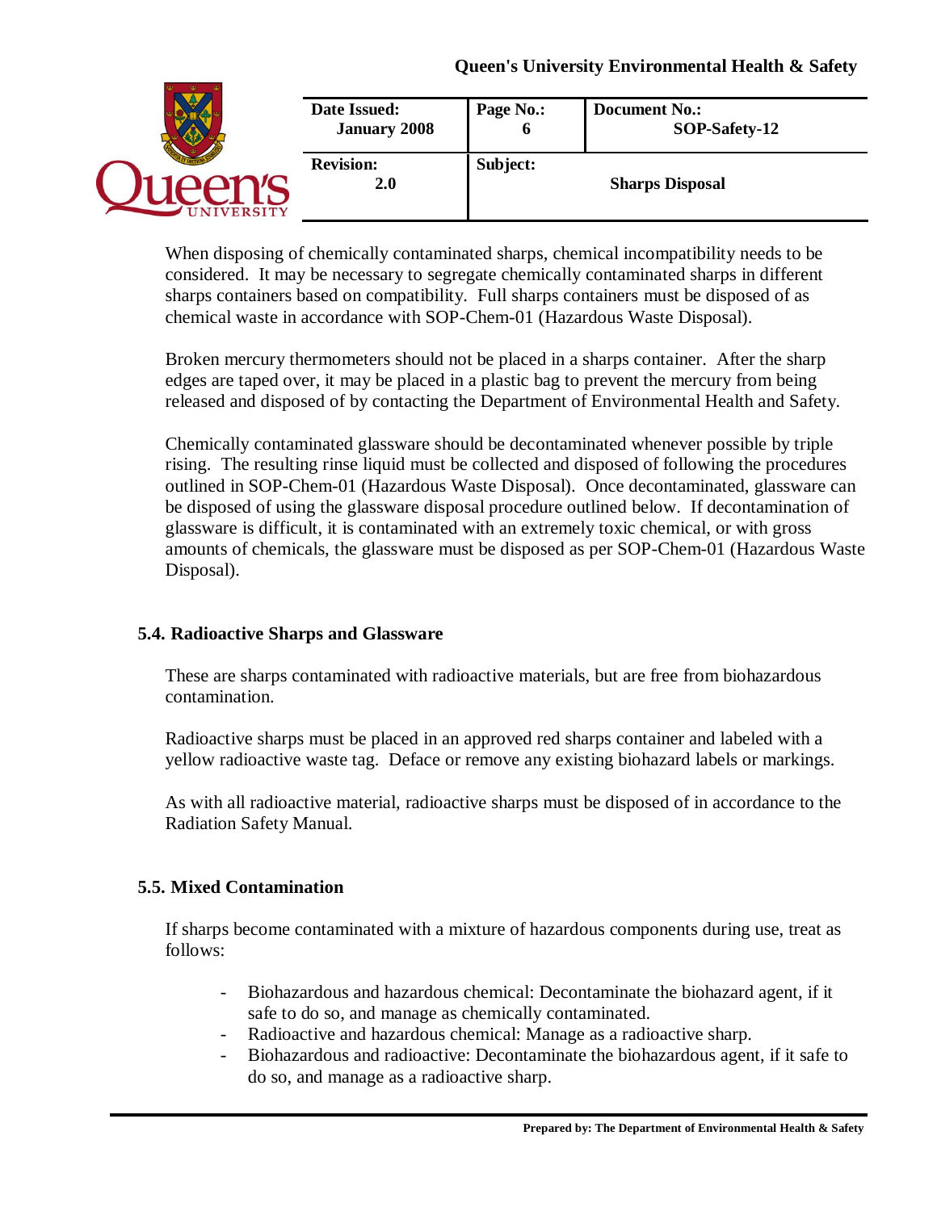When disposing of chemically contaminated sharps, chemical incompatibility needs to be considered. It may be necessary to segregate chemically contaminated sharps in different sharps containers based on compatibility. Full sharps containers must be disposed of as chemical waste in accordance with SOP-Chem-01 (Hazardous Waste Disposal).

Broken mercury thermometers should not be placed in a sharps container. After the sharp edges are taped over, it may be placed in a plastic bag to prevent the mercury from being released and disposed of by contacting the Department of Environmental Health and Safety.

Chemically contaminated glassware should be decontaminated whenever possible by triple rising. The resulting rinse liquid must be collected and disposed of following the procedures outlined in SOP-Chem-01 (Hazardous Waste Disposal). Once decontaminated, glassware can be disposed of using the glassware disposal procedure outlined below. If decontamination of glassware is difficult, it is contaminated with an extremely toxic chemical, or with gross amounts of chemicals, the glassware must be disposed as per SOP-Chem-01 (Hazardous Waste Disposal).

### 5.4. Radioactive Sharps and Glassware

These are sharps contaminated with radioactive materials, but are free from biohazardous contamination.

Radioactive sharps must be placed in an approved red sharps container and labeled with a yellow radioactive waste tag. Deface or remove any existing biohazard labels or markings.

As with all radioactive material, radioactive sharps must be disposed of in accordance to the Radiation Safety Manual.

### 5.5. Mixed Contamination

If sharps become contaminated with a mixture of hazardous components during use, treat as follows:

- Biohazardous and hazardous chemical: Decontaminate the biohazard agent, if it safe to do so, and manage as chemically contaminated.
- Radioactive and hazardous chemical: Manage as a radioactive sharp.
- Biohazardous and radioactive: Decontaminate the biohazardous agent, if it safe to do so, and manage as a radioactive sharp.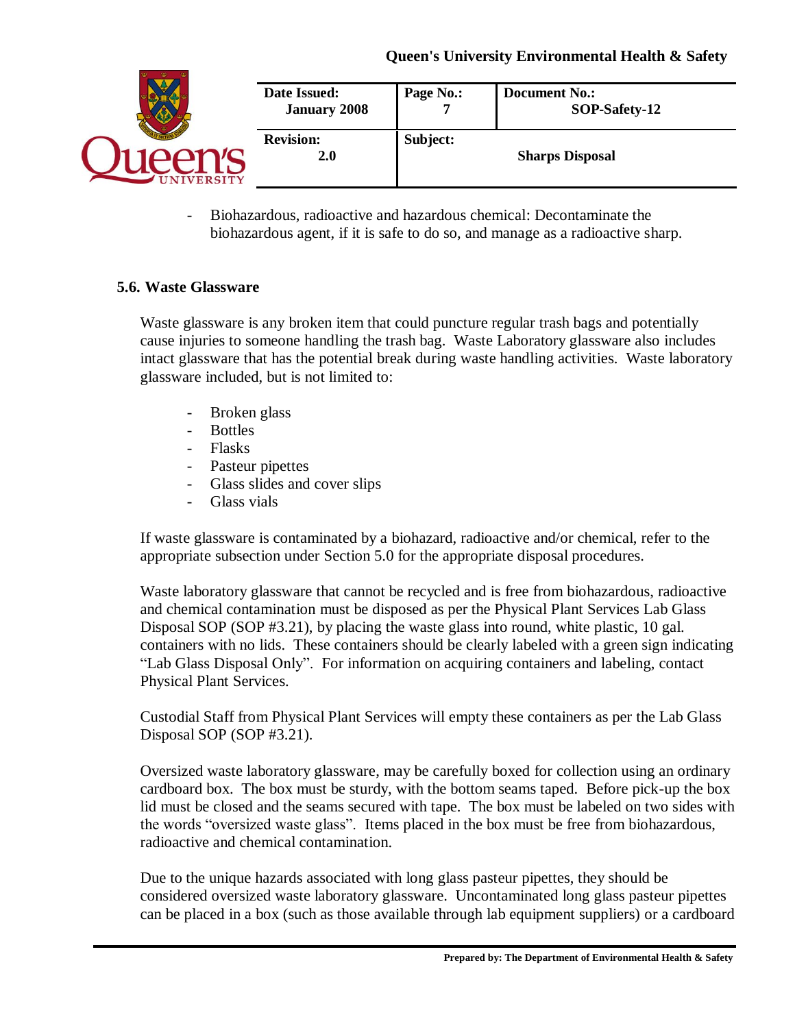- Biohazardous, radioactive and hazardous chemical: Decontaminate the biohazardous agent, if it is safe to do so, and manage as a radioactive sharp.

### 5.6. Waste Glassware

Waste glassware is any broken item that could puncture regular trash bags and potentially cause injuries to someone handling the trash bag. Waste Laboratory glassware also includes intact glassware that has the potential break during waste handling activities. Waste laboratory glassware included, but is not limited to:

- Broken glass
- Bottles
- Flasks
- Pasteur pipettes
- Glass slides and cover slips
- Glass vials

If waste glassware is contaminated by a biohazard, radioactive and/or chemical, refer to the appropriate subsection under Section 5.0 for the appropriate disposal procedures.

Waste laboratory glassware that cannot be recycled and is free from biohazardous, radioactive and chemical contamination must be disposed as per the Physical Plant Services Lab Glass Disposal SOP (SOP #3.21), by placing the waste glass into round, white plastic, 10 gal. containers with no lids. These containers should be clearly labeled with a green sign indicating "Lab Glass Disposal Only". For information on acquiring containers and labeling, contact Physical Plant Services.

Custodial Staff from Physical Plant Services will empty these containers as per the Lab Glass Disposal SOP (SOP #3.21).

Oversized waste laboratory glassware, may be carefully boxed for collection using an ordinary cardboard box. The box must be sturdy, with the bottom seams taped. Before pick-up the box lid must be closed and the seams secured with tape. The box must be labeled on two sides with the words "oversized waste glass". Items placed in the box must be free from biohazardous, radioactive and chemical contamination.

Due to the unique hazards associated with long glass pasteur pipettes, they should be considered oversized waste laboratory glassware. Uncontaminated long glass pasteur pipettes can be placed in a box (such as those available through lab equipment suppliers) or a cardboard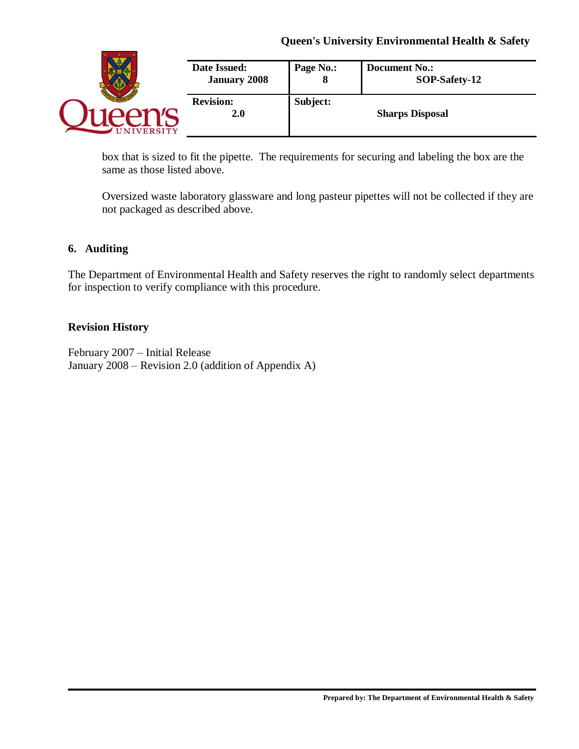box that is sized to fit the pipette. The requirements for securing and labeling the box are the same as those listed above.

Oversized waste laboratory glassware and long pasteur pipettes will not be collected if they are not packaged as described above.

## 6. Auditing

The Department of Environmental Health and Safety reserves the right to randomly select departments for inspection to verify compliance with this procedure.

## Revision History

February 2007 – Initial Release
January 2008 – Revision 2.0 (addition of Appendix A)